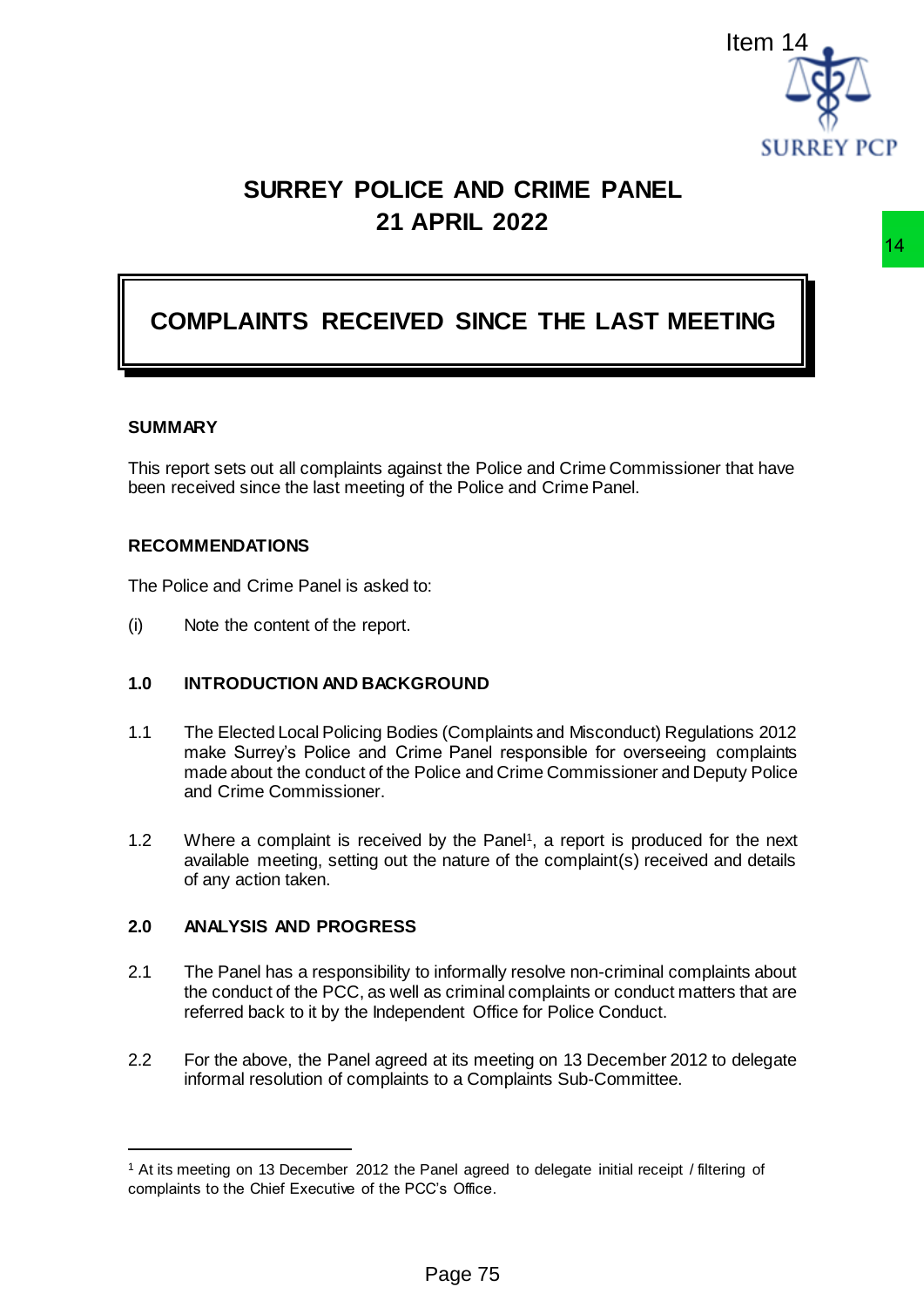Item 14

# SURREY POLICE AND CRIME PANEL
# 21 APRIL 2022

## COMPLAINTS RECEIVED SINCE THE LAST MEETING

**SUMMARY**

This report sets out all complaints against the Police and Crime Commissioner that have been received since the last meeting of the Police and Crime Panel.

**RECOMMENDATIONS**

The Police and Crime Panel is asked to:

(i) Note the content of the report.

**1.0 INTRODUCTION AND BACKGROUND**

1.1 The Elected Local Policing Bodies (Complaints and Misconduct) Regulations 2012 make Surrey's Police and Crime Panel responsible for overseeing complaints made about the conduct of the Police and Crime Commissioner and Deputy Police and Crime Commissioner.

1.2 Where a complaint is received by the Panel[1], a report is produced for the next available meeting, setting out the nature of the complaint(s) received and details of any action taken.

**2.0 ANALYSIS AND PROGRESS**

2.1 The Panel has a responsibility to informally resolve non-criminal complaints about the conduct of the PCC, as well as criminal complaints or conduct matters that are referred back to it by the Independent Office for Police Conduct.

2.2 For the above, the Panel agreed at its meeting on 13 December 2012 to delegate informal resolution of complaints to a Complaints Sub-Committee.

---

[1] At its meeting on 13 December 2012 the Panel agreed to delegate initial receipt / filtering of complaints to the Chief Executive of the PCC's Office.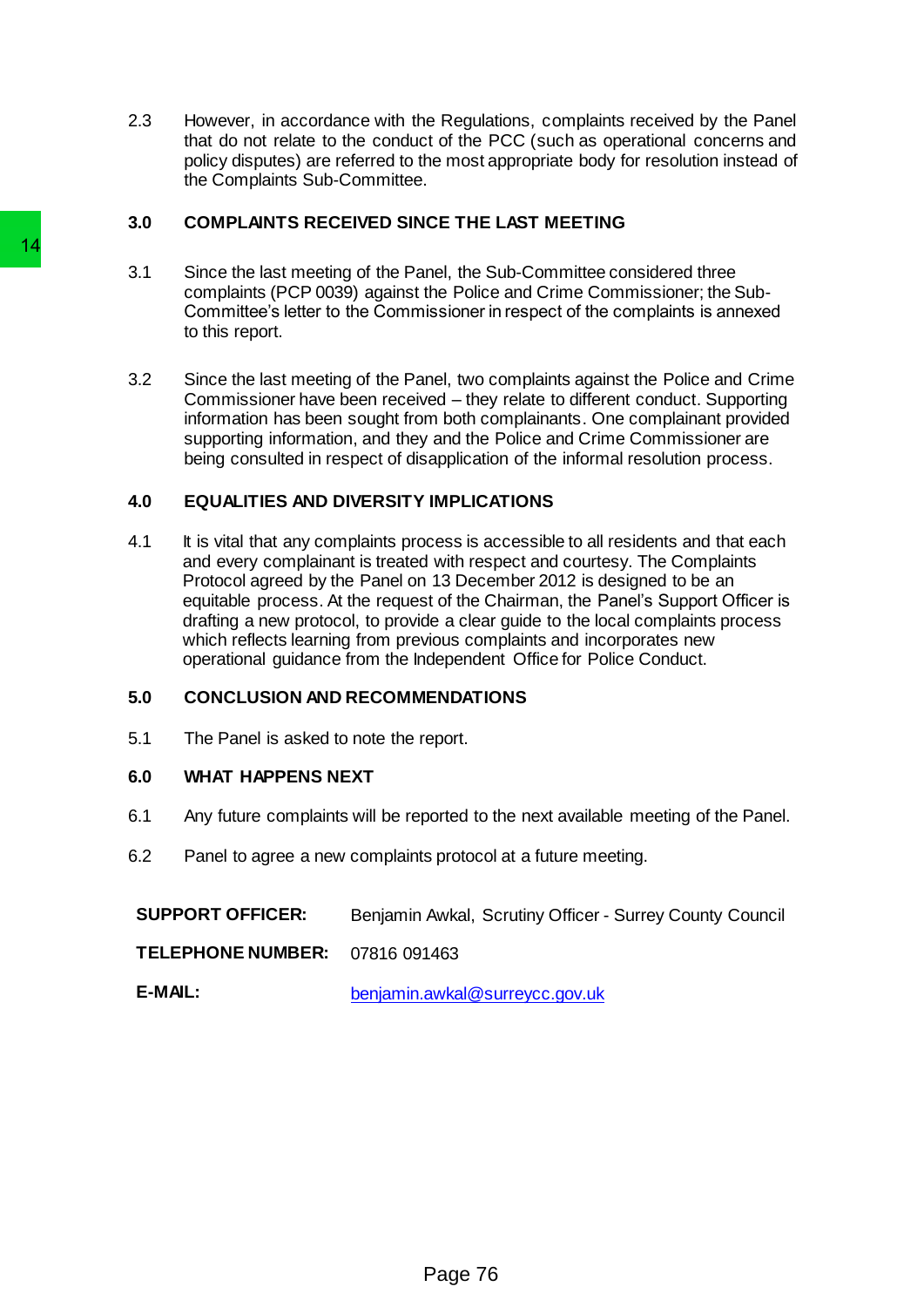2.3 However, in accordance with the Regulations, complaints received by the Panel that do not relate to the conduct of the PCC (such as operational concerns and policy disputes) are referred to the most appropriate body for resolution instead of the Complaints Sub-Committee.

## 3.0 COMPLAINTS RECEIVED SINCE THE LAST MEETING

3.1 Since the last meeting of the Panel, the Sub-Committee considered three complaints (PCP 0039) against the Police and Crime Commissioner; the Sub-Committee's letter to the Commissioner in respect of the complaints is annexed to this report.

3.2 Since the last meeting of the Panel, two complaints against the Police and Crime Commissioner have been received – they relate to different conduct. Supporting information has been sought from both complainants. One complainant provided supporting information, and they and the Police and Crime Commissioner are being consulted in respect of disapplication of the informal resolution process.

## 4.0 EQUALITIES AND DIVERSITY IMPLICATIONS

4.1 It is vital that any complaints process is accessible to all residents and that each and every complainant is treated with respect and courtesy. The Complaints Protocol agreed by the Panel on 13 December 2012 is designed to be an equitable process. At the request of the Chairman, the Panel's Support Officer is drafting a new protocol, to provide a clear guide to the local complaints process which reflects learning from previous complaints and incorporates new operational guidance from the Independent Office for Police Conduct.

## 5.0 CONCLUSION AND RECOMMENDATIONS

5.1 The Panel is asked to note the report.

## 6.0 WHAT HAPPENS NEXT

6.1 Any future complaints will be reported to the next available meeting of the Panel.

6.2 Panel to agree a new complaints protocol at a future meeting.

| | |
|---|---|
| **SUPPORT OFFICER:** | Benjamin Awkal, Scrutiny Officer - Surrey County Council |
| **TELEPHONE NUMBER:** | 07816 091463 |
| **E-MAIL:** | benjamin.awkal@surreycc.gov.uk |